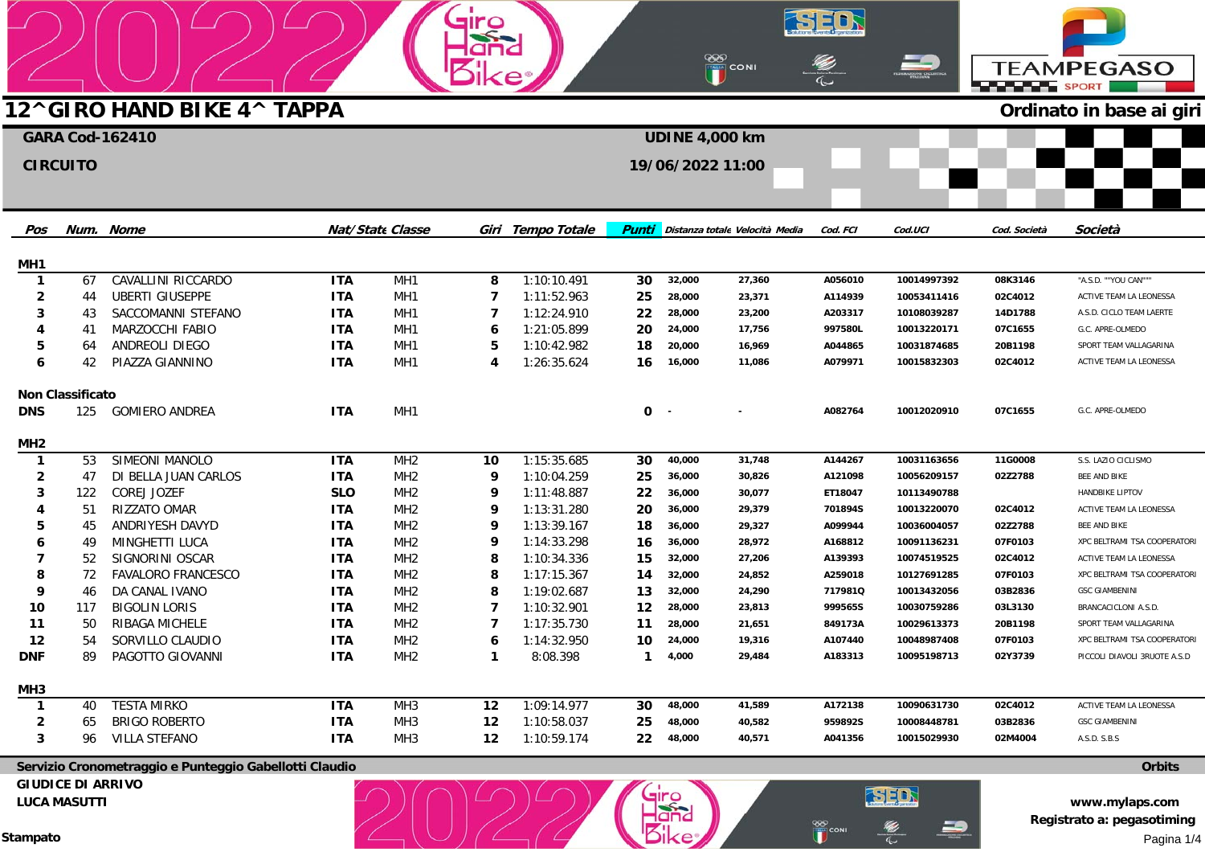# 12^GIRO HAND BIKE 4^ TAPPA

**Ordinato in base ai giri**

**GARA Cod-162410** — **UDINE 4,000 km**

**CIRCUITO** — **19/06/2022 11:00**

| Pos | Num. | Nome | Nat/State | Classe | Giri | Tempo Totale | Punti | Distanza totale | Velocità Media | Cod. FCI | Cod.UCI | Cod. Società | Società |
|---|---|---|---|---|---|---|---|---|---|---|---|---|---|
| **MH1** | | | | | | | | | | | | | |
| 1 | 67 | CAVALLINI RICCARDO | ITA | MH1 | 8 | 1:10:10.491 | 30 | 32,000 | 27,360 | A056010 | 10014997392 | 08K3146 | "A.S.D. ""YOU CAN""" |
| 2 | 44 | UBERTI GIUSEPPE | ITA | MH1 | 7 | 1:11:52.963 | 25 | 28,000 | 23,371 | A114939 | 10053411416 | 02C4012 | ACTIVE TEAM LA LEONESSA |
| 3 | 43 | SACCOMANNI STEFANO | ITA | MH1 | 7 | 1:12:24.910 | 22 | 28,000 | 23,200 | A203317 | 10108039287 | 14D1788 | A.S.D. CICLO TEAM LAERTE |
| 4 | 41 | MARZOCCHI FABIO | ITA | MH1 | 6 | 1:21:05.899 | 20 | 24,000 | 17,756 | 997580L | 10013220171 | 07C1655 | G.C. APRE-OLMEDO |
| 5 | 64 | ANDREOLI DIEGO | ITA | MH1 | 5 | 1:10:42.982 | 18 | 20,000 | 16,969 | A044865 | 10031874685 | 20B1198 | SPORT TEAM VALLAGARINA |
| 6 | 42 | PIAZZA GIANNINO | ITA | MH1 | 4 | 1:26:35.624 | 16 | 16,000 | 11,086 | A079971 | 10015832303 | 02C4012 | ACTIVE TEAM LA LEONESSA |
| **Non Classificato** | | | | | | | | | | | | | |
| DNS | 125 | GOMIERO ANDREA | ITA | MH1 | | | 0 | - | - | A082764 | 10012020910 | 07C1655 | G.C. APRE-OLMEDO |
| **MH2** | | | | | | | | | | | | | |
| 1 | 53 | SIMEONI MANOLO | ITA | MH2 | 10 | 1:15:35.685 | 30 | 40,000 | 31,748 | A144267 | 10031163656 | 11G0008 | S.S. LAZIO CICLISMO |
| 2 | 47 | DI BELLA JUAN CARLOS | ITA | MH2 | 9 | 1:10:04.259 | 25 | 36,000 | 30,826 | A121098 | 10056209157 | 02Z2788 | BEE AND BIKE |
| 3 | 122 | COREJ JOZEF | SLO | MH2 | 9 | 1:11:48.887 | 22 | 36,000 | 30,077 | ET18047 | 10113490788 | | HANDBIKE LIPTOV |
| 4 | 51 | RIZZATO OMAR | ITA | MH2 | 9 | 1:13:31.280 | 20 | 36,000 | 29,379 | 701894S | 10013220070 | 02C4012 | ACTIVE TEAM LA LEONESSA |
| 5 | 45 | ANDRIYESH DAVYD | ITA | MH2 | 9 | 1:13:39.167 | 18 | 36,000 | 29,327 | A099944 | 10036004057 | 02Z2788 | BEE AND BIKE |
| 6 | 49 | MINGHETTI LUCA | ITA | MH2 | 9 | 1:14:33.298 | 16 | 36,000 | 28,972 | A168812 | 10091136231 | 07F0103 | XPC BELTRAMI TSA COOPERATORI |
| 7 | 52 | SIGNORINI OSCAR | ITA | MH2 | 8 | 1:10:34.336 | 15 | 32,000 | 27,206 | A139393 | 10074519525 | 02C4012 | ACTIVE TEAM LA LEONESSA |
| 8 | 72 | FAVALORO FRANCESCO | ITA | MH2 | 8 | 1:17:15.367 | 14 | 32,000 | 24,852 | A259018 | 10127691285 | 07F0103 | XPC BELTRAMI TSA COOPERATORI |
| 9 | 46 | DA CANAL IVANO | ITA | MH2 | 8 | 1:19:02.687 | 13 | 32,000 | 24,290 | 717981Q | 10013432056 | 03B2836 | GSC GIAMBENINI |
| 10 | 117 | BIGOLIN LORIS | ITA | MH2 | 7 | 1:10:32.901 | 12 | 28,000 | 23,813 | 999565S | 10030759286 | 03L3130 | BRANCACICLONI A.S.D. |
| 11 | 50 | RIBAGA MICHELE | ITA | MH2 | 7 | 1:17:35.730 | 11 | 28,000 | 21,651 | 849173A | 10029613373 | 20B1198 | SPORT TEAM VALLAGARINA |
| 12 | 54 | SORVILLO CLAUDIO | ITA | MH2 | 6 | 1:14:32.950 | 10 | 24,000 | 19,316 | A107440 | 10048987408 | 07F0103 | XPC BELTRAMI TSA COOPERATORI |
| DNF | 89 | PAGOTTO GIOVANNI | ITA | MH2 | 1 | 8:08.398 | 1 | 4,000 | 29,484 | A183313 | 10095198713 | 02Y3739 | PICCOLI DIAVOLI 3RUOTE A.S.D |
| **MH3** | | | | | | | | | | | | | |
| 1 | 40 | TESTA MIRKO | ITA | MH3 | 12 | 1:09:14.977 | 30 | 48,000 | 41,589 | A172138 | 10090631730 | 02C4012 | ACTIVE TEAM LA LEONESSA |
| 2 | 65 | BRIGO ROBERTO | ITA | MH3 | 12 | 1:10:58.037 | 25 | 48,000 | 40,582 | 959892S | 10008448781 | 03B2836 | GSC GIAMBENINI |
| 3 | 96 | VILLA STEFANO | ITA | MH3 | 12 | 1:10:59.174 | 22 | 48,000 | 40,571 | A041356 | 10015029930 | 02M4004 | A.S.D. S.B.S |

Servizio Cronometraggio e Punteggio Gabellotti Claudio — Orbits

GIUDICE DI ARRIVO
LUCA MASUTTI

www.mylaps.com
Registrato a: pegasotiming

Stampato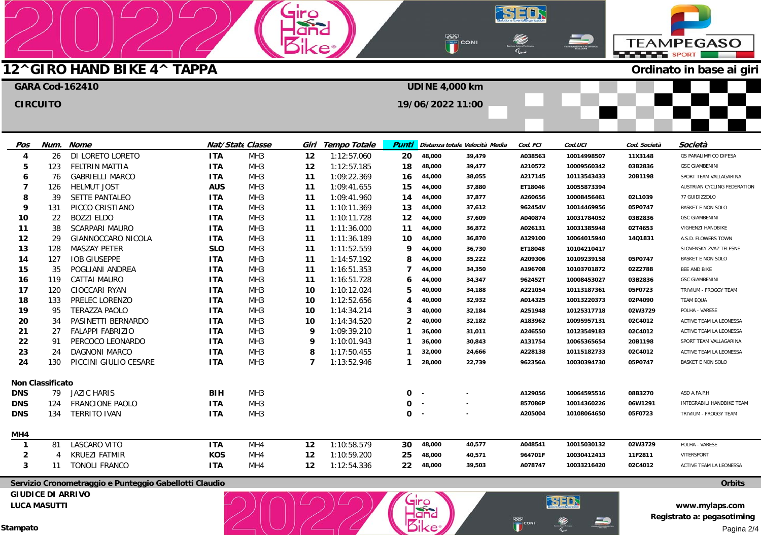# 12^GIRO HAND BIKE 4^ TAPPA

**Ordinato in base ai giri**

**GARA Cod-162410** | **UDINE 4,000 km**

**CIRCUITO** | **19/06/2022 11:00**

| Pos | Num. | Nome | Nat/State | Classe | Giri | Tempo Totale | Punti | Distanza totale | Velocità Media | Cod. FCI | Cod.UCI | Cod. Società | Società |
|---|---|---|---|---|---|---|---|---|---|---|---|---|---|
| 4 | 26 | DI LORETO LORETO | ITA | MH3 | 12 | 1:12:57.060 | 20 | 48,000 | 39,479 | A038563 | 10014998507 | 11X3148 | GS PARALIMPICO DIFESA |
| 5 | 123 | FELTRIN MATTIA | ITA | MH3 | 12 | 1:12:57.185 | 18 | 48,000 | 39,477 | A210572 | 10009560342 | 03B2836 | GSC GIAMBENINI |
| 6 | 76 | GABRIELLI MARCO | ITA | MH3 | 11 | 1:09:22.369 | 16 | 44,000 | 38,055 | A217145 | 10113543433 | 20B1198 | SPORT TEAM VALLAGARINA |
| 7 | 126 | HELMUT JOST | AUS | MH3 | 11 | 1:09:41.655 | 15 | 44,000 | 37,880 | ET18046 | 10055873394 | | AUSTRIAN CYCLING FEDERATION |
| 8 | 39 | SETTE PANTALEO | ITA | MH3 | 11 | 1:09:41.960 | 14 | 44,000 | 37,877 | A260656 | 10008456461 | 02L1039 | 77 GUIDIZZOLO |
| 9 | 131 | PICCO CRISTIANO | ITA | MH3 | 11 | 1:10:11.369 | 13 | 44,000 | 37,612 | 962454V | 10014469956 | 05P0747 | BASKET E NON SOLO |
| 10 | 22 | BOZZI ELDO | ITA | MH3 | 11 | 1:10:11.728 | 12 | 44,000 | 37,609 | A040874 | 10031784052 | 03B2836 | GSC GIAMBENINI |
| 11 | 38 | SCARPARI MAURO | ITA | MH3 | 11 | 1:11:36.000 | 11 | 44,000 | 36,872 | A026131 | 10031385948 | 02T4653 | VIGHENZI HANDBIKE |
| 12 | 29 | GIANNOCCARO NICOLA | ITA | MH3 | 11 | 1:11:36.189 | 10 | 44,000 | 36,870 | A129100 | 10064015940 | 14Q1831 | A.S.D. FLOWERS TOWN |
| 13 | 128 | MASZAY PETER | SLO | MH3 | 11 | 1:11:52.559 | 9 | 44,000 | 36,730 | ET18048 | 10104210417 | | SLOVENSKY ZVAZ TELESNE |
| 14 | 127 | IOB GIUSEPPE | ITA | MH3 | 11 | 1:14:57.192 | 8 | 44,000 | 35,222 | A209306 | 10109239158 | 05P0747 | BASKET E NON SOLO |
| 15 | 35 | POGLIANI ANDREA | ITA | MH3 | 11 | 1:16:51.353 | 7 | 44,000 | 34,350 | A196708 | 10103701872 | 02Z2788 | BEE AND BIKE |
| 16 | 119 | CATTAI MAURO | ITA | MH3 | 11 | 1:16:51.728 | 6 | 44,000 | 34,347 | 962452T | 10008453027 | 03B2836 | GSC GIAMBENINI |
| 17 | 120 | CIOCCARI RYAN | ITA | MH3 | 10 | 1:10:12.024 | 5 | 40,000 | 34,188 | A221054 | 10113187361 | 05F0723 | TRIVIUM - FROGGY TEAM |
| 18 | 133 | PRELEC LORENZO | ITA | MH3 | 10 | 1:12:52.656 | 4 | 40,000 | 32,932 | A014325 | 10013220373 | 02P4090 | TEAM EQUA |
| 19 | 95 | TERAZZA PAOLO | ITA | MH3 | 10 | 1:14:34.214 | 3 | 40,000 | 32,184 | A251948 | 10125317718 | 02W3729 | POLHA - VARESE |
| 20 | 34 | PASINETTI BERNARDO | ITA | MH3 | 10 | 1:14:34.520 | 2 | 40,000 | 32,182 | A183962 | 10095957131 | 02C4012 | ACTIVE TEAM LA LEONESSA |
| 21 | 27 | FALAPPI FABRIZIO | ITA | MH3 | 9 | 1:09:39.210 | 1 | 36,000 | 31,011 | A246550 | 10123549183 | 02C4012 | ACTIVE TEAM LA LEONESSA |
| 22 | 91 | PERCOCO LEONARDO | ITA | MH3 | 9 | 1:10:01.943 | 1 | 36,000 | 30,843 | A131754 | 10065365654 | 20B1198 | SPORT TEAM VALLAGARINA |
| 23 | 24 | DAGNONI MARCO | ITA | MH3 | 8 | 1:17:50.455 | 1 | 32,000 | 24,666 | A228138 | 10115182733 | 02C4012 | ACTIVE TEAM LA LEONESSA |
| 24 | 130 | PICCINI GIULIO CESARE | ITA | MH3 | 7 | 1:13:52.946 | 1 | 28,000 | 22,739 | 962356A | 10030394730 | 05P0747 | BASKET E NON SOLO |
| **Non Classificato** | | | | | | | | | | | | | |
| DNS | 79 | JAZIC HARIS | BIH | MH3 | | | 0 | - | - | A129056 | 10064595516 | 08B3270 | ASD A.FA.P.H |
| DNS | 124 | FRANCIONE PAOLO | ITA | MH3 | | | 0 | - | - | 857086P | 10014360226 | 06W1291 | INTEGRABILI HANDBIKE TEAM |
| DNS | 134 | TERRITO IVAN | ITA | MH3 | | | 0 | - | - | A205004 | 10108064650 | 05F0723 | TRIVIUM - FROGGY TEAM |
| **MH4** | | | | | | | | | | | | | |
| 1 | 81 | LASCARO VITO | ITA | MH4 | 12 | 1:10:58.579 | 30 | 48,000 | 40,577 | A048541 | 10015030132 | 02W3729 | POLHA - VARESE |
| 2 | 4 | KRUEZI FATMIR | KOS | MH4 | 12 | 1:10:59.200 | 25 | 48,000 | 40,571 | 964701F | 10030412413 | 11F2811 | VITERSPORT |
| 3 | 11 | TONOLI FRANCO | ITA | MH4 | 12 | 1:12:54.336 | 22 | 48,000 | 39,503 | A078747 | 10033216420 | 02C4012 | ACTIVE TEAM LA LEONESSA |

**Servizio Cronometraggio e Punteggio Gabellotti Claudio** | **Orbits**

**GIUDICE DI ARRIVO**
**LUCA MASUTTI**

**www.mylaps.com**
**Registrato a: pegasotiming**

**Stampato**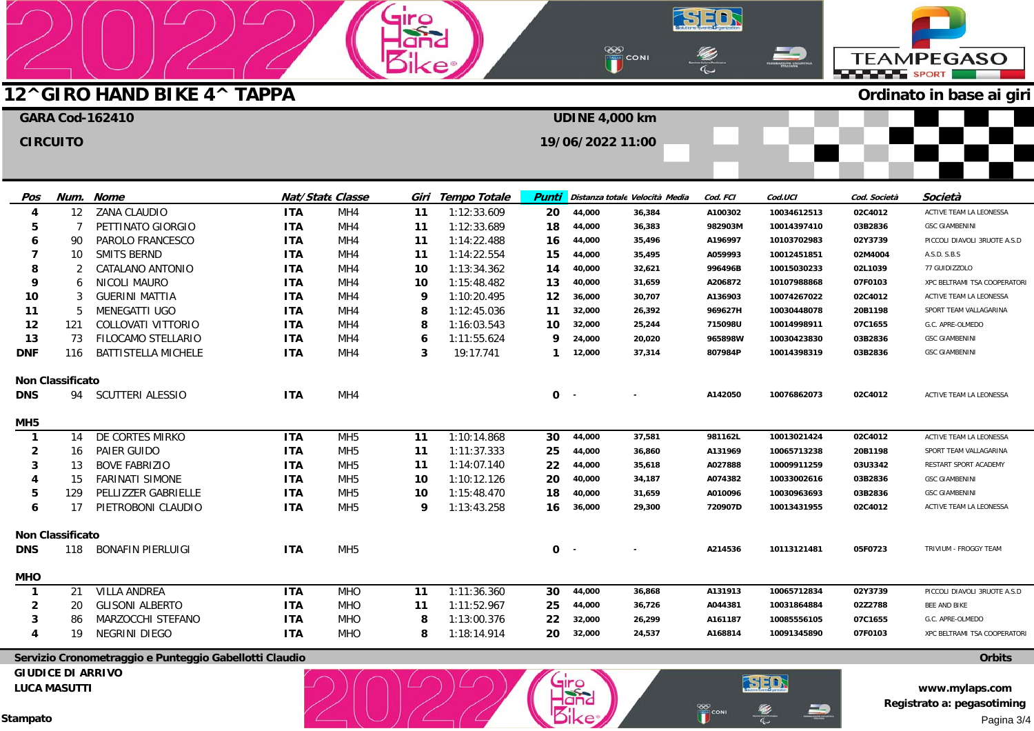# 12^GIRO HAND BIKE 4^ TAPPA

**Ordinato in base ai giri**

**GARA Cod-162410** — **UDINE 4,000 km**

**CIRCUITO** — **19/06/2022 11:00**

| Pos | Num. | Nome | Nat/State | Classe | Giri | Tempo Totale | Punti | Distanza totale | Velocità Media | Cod. FCI | Cod.UCI | Cod. Società | Società |
|---|---|---|---|---|---|---|---|---|---|---|---|---|---|
| 4 | 12 | ZANA CLAUDIO | ITA | MH4 | 11 | 1:12:33.609 | 20 | 44,000 | 36,384 | A100302 | 10034612513 | 02C4012 | ACTIVE TEAM LA LEONESSA |
| 5 | 7 | PETTINATO GIORGIO | ITA | MH4 | 11 | 1:12:33.689 | 18 | 44,000 | 36,383 | 982903M | 10014397410 | 03B2836 | GSC GIAMBENINI |
| 6 | 90 | PAROLO FRANCESCO | ITA | MH4 | 11 | 1:14:22.488 | 16 | 44,000 | 35,496 | A196997 | 10103702983 | 02Y3739 | PICCOLI DIAVOLI 3RUOTE A.S.D |
| 7 | 10 | SMITS BERND | ITA | MH4 | 11 | 1:14:22.554 | 15 | 44,000 | 35,495 | A059993 | 10012451851 | 02M4004 | A.S.D. S.B.S |
| 8 | 2 | CATALANO ANTONIO | ITA | MH4 | 10 | 1:13:34.362 | 14 | 40,000 | 32,621 | 996496B | 10015030233 | 02L1039 | 77 GUIDIZZOLO |
| 9 | 6 | NICOLI MAURO | ITA | MH4 | 10 | 1:15:48.482 | 13 | 40,000 | 31,659 | A206872 | 10107988868 | 07F0103 | XPC BELTRAMI TSA COOPERATORI |
| 10 | 3 | GUERINI MATTIA | ITA | MH4 | 9 | 1:10:20.495 | 12 | 36,000 | 30,707 | A136903 | 10074267022 | 02C4012 | ACTIVE TEAM LA LEONESSA |
| 11 | 5 | MENEGATTI UGO | ITA | MH4 | 8 | 1:12:45.036 | 11 | 32,000 | 26,392 | 969627H | 10030448078 | 20B1198 | SPORT TEAM VALLAGARINA |
| 12 | 121 | COLLOVATI VITTORIO | ITA | MH4 | 8 | 1:16:03.543 | 10 | 32,000 | 25,244 | 715098U | 10014998911 | 07C1655 | G.C. APRE-OLMEDO |
| 13 | 73 | FILOCAMO STELLARIO | ITA | MH4 | 6 | 1:11:55.624 | 9 | 24,000 | 20,020 | 965898W | 10030423830 | 03B2836 | GSC GIAMBENINI |
| DNF | 116 | BATTISTELLA MICHELE | ITA | MH4 | 3 | 19:17.741 | 1 | 12,000 | 37,314 | 807984P | 10014398319 | 03B2836 | GSC GIAMBENINI |

**Non Classificato**

| Pos | Num. | Nome | Nat/State | Classe | Giri | Tempo Totale | Punti | Distanza totale | Velocità Media | Cod. FCI | Cod.UCI | Cod. Società | Società |
|---|---|---|---|---|---|---|---|---|---|---|---|---|---|
| DNS | 94 | SCUTTERI ALESSIO | ITA | MH4 | | | 0 | - | - | A142050 | 10076862073 | 02C4012 | ACTIVE TEAM LA LEONESSA |

**MH5**

| Pos | Num. | Nome | Nat/State | Classe | Giri | Tempo Totale | Punti | Distanza totale | Velocità Media | Cod. FCI | Cod.UCI | Cod. Società | Società |
|---|---|---|---|---|---|---|---|---|---|---|---|---|---|
| 1 | 14 | DE CORTES MIRKO | ITA | MH5 | 11 | 1:10:14.868 | 30 | 44,000 | 37,581 | 981162L | 10013021424 | 02C4012 | ACTIVE TEAM LA LEONESSA |
| 2 | 16 | PAIER GUIDO | ITA | MH5 | 11 | 1:11:37.333 | 25 | 44,000 | 36,860 | A131969 | 10065713238 | 20B1198 | SPORT TEAM VALLAGARINA |
| 3 | 13 | BOVE FABRIZIO | ITA | MH5 | 11 | 1:14:07.140 | 22 | 44,000 | 35,618 | A027888 | 10009911259 | 03U3342 | RESTART SPORT ACADEMY |
| 4 | 15 | FARINATI SIMONE | ITA | MH5 | 10 | 1:10:12.126 | 20 | 40,000 | 34,187 | A074382 | 10033002616 | 03B2836 | GSC GIAMBENINI |
| 5 | 129 | PELLIZZER GABRIELLE | ITA | MH5 | 10 | 1:15:48.470 | 18 | 40,000 | 31,659 | A010096 | 10030963693 | 03B2836 | GSC GIAMBENINI |
| 6 | 17 | PIETROBONI CLAUDIO | ITA | MH5 | 9 | 1:13:43.258 | 16 | 36,000 | 29,300 | 720907D | 10013431955 | 02C4012 | ACTIVE TEAM LA LEONESSA |

**Non Classificato**

| Pos | Num. | Nome | Nat/State | Classe | Giri | Tempo Totale | Punti | Distanza totale | Velocità Media | Cod. FCI | Cod.UCI | Cod. Società | Società |
|---|---|---|---|---|---|---|---|---|---|---|---|---|---|
| DNS | 118 | BONAFIN PIERLUIGI | ITA | MH5 | | | 0 | - | - | A214536 | 10113121481 | 05F0723 | TRIVIUM - FROGGY TEAM |

**MHO**

| Pos | Num. | Nome | Nat/State | Classe | Giri | Tempo Totale | Punti | Distanza totale | Velocità Media | Cod. FCI | Cod.UCI | Cod. Società | Società |
|---|---|---|---|---|---|---|---|---|---|---|---|---|---|
| 1 | 21 | VILLA ANDREA | ITA | MHO | 11 | 1:11:36.360 | 30 | 44,000 | 36,868 | A131913 | 10065712834 | 02Y3739 | PICCOLI DIAVOLI 3RUOTE A.S.D |
| 2 | 20 | GLISONI ALBERTO | ITA | MHO | 11 | 1:11:52.967 | 25 | 44,000 | 36,726 | A044381 | 10031864884 | 02Z2788 | BEE AND BIKE |
| 3 | 86 | MARZOCCHI STEFANO | ITA | MHO | 8 | 1:13:00.376 | 22 | 32,000 | 26,299 | A161187 | 10085556105 | 07C1655 | G.C. APRE-OLMEDO |
| 4 | 19 | NEGRINI DIEGO | ITA | MHO | 8 | 1:18:14.914 | 20 | 32,000 | 24,537 | A168814 | 10091345890 | 07F0103 | XPC BELTRAMI TSA COOPERATORI |

**Servizio Cronometraggio e Punteggio Gabellotti Claudio** — **Orbits**

**GIUDICE DI ARRIVO**
**LUCA MASUTTI**

**www.mylaps.com**
**Registrato a: pegasotiming**

**Stampato**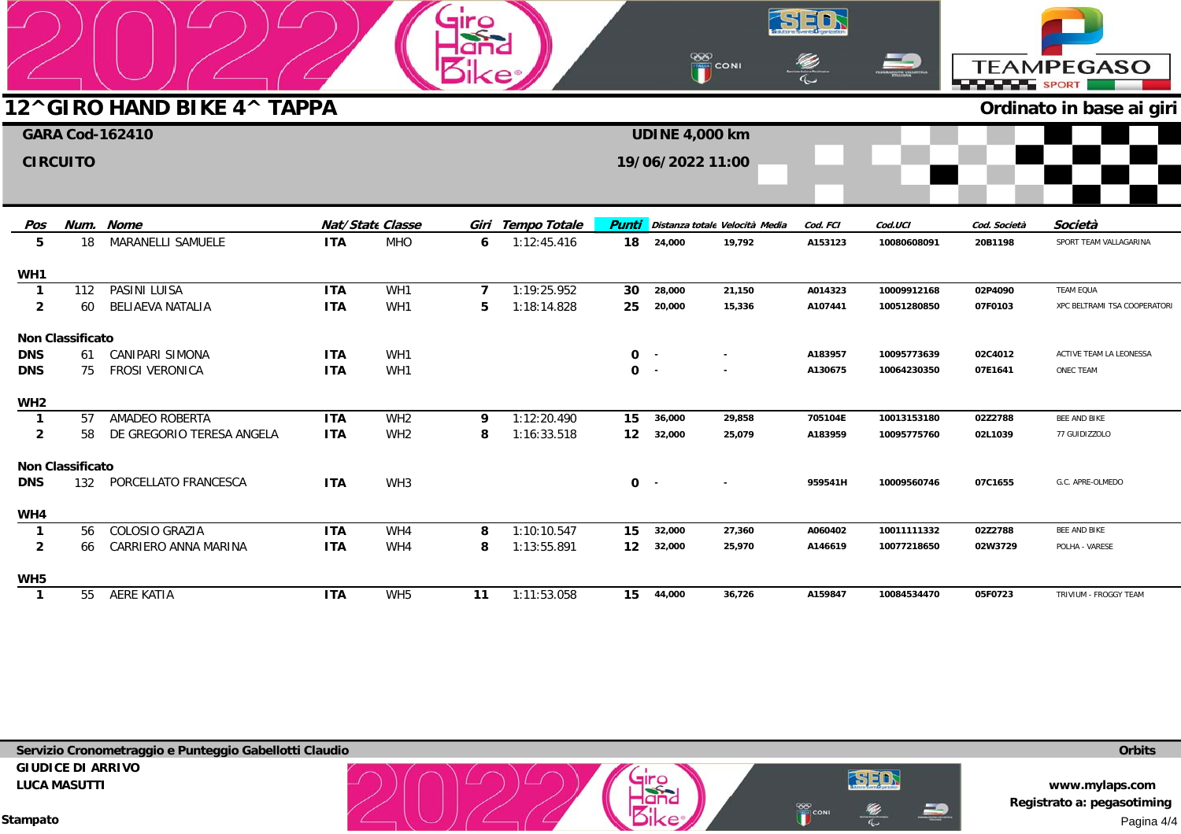# 12^GIRO HAND BIKE 4^ TAPPA

**Ordinato in base ai giri**

**GARA Cod-162410** — **UDINE 4,000 km**

**CIRCUITO** — **19/06/2022 11:00**

| Pos | Num. | Nome | Nat/State | Classe | Giri | Tempo Totale | Punti | Distanza totale | Velocità Media | Cod. FCI | Cod.UCI | Cod. Società | Società |
|---|---|---|---|---|---|---|---|---|---|---|---|---|---|
| 5 | 18 | MARANELLI SAMUELE | ITA | MHO | 6 | 1:12:45.416 | 18 | 24,000 | 19,792 | A153123 | 10080608091 | 20B1198 | SPORT TEAM VALLAGARINA |
| **WH1** | | | | | | | | | | | | | |
| 1 | 112 | PASINI LUISA | ITA | WH1 | 7 | 1:19:25.952 | 30 | 28,000 | 21,150 | A014323 | 10009912168 | 02P4090 | TEAM EQUA |
| 2 | 60 | BELIAEVA NATALIA | ITA | WH1 | 5 | 1:18:14.828 | 25 | 20,000 | 15,336 | A107441 | 10051280850 | 07F0103 | XPC BELTRAMI TSA COOPERATORI |
| **Non Classificato** | | | | | | | | | | | | | |
| DNS | 61 | CANIPARI SIMONA | ITA | WH1 | | | 0 | - | - | A183957 | 10095773639 | 02C4012 | ACTIVE TEAM LA LEONESSA |
| DNS | 75 | FROSI VERONICA | ITA | WH1 | | | 0 | - | - | A130675 | 10064230350 | 07E1641 | ONEC TEAM |
| **WH2** | | | | | | | | | | | | | |
| 1 | 57 | AMADEO ROBERTA | ITA | WH2 | 9 | 1:12:20.490 | 15 | 36,000 | 29,858 | 705104E | 10013153180 | 02Z2788 | BEE AND BIKE |
| 2 | 58 | DE GREGORIO TERESA ANGELA | ITA | WH2 | 8 | 1:16:33.518 | 12 | 32,000 | 25,079 | A183959 | 10095775760 | 02L1039 | 77 GUIDIZZOLO |
| **Non Classificato** | | | | | | | | | | | | | |
| DNS | 132 | PORCELLATO FRANCESCA | ITA | WH3 | | | 0 | - | - | 959541H | 10009560746 | 07C1655 | G.C. APRE-OLMEDO |
| **WH4** | | | | | | | | | | | | | |
| 1 | 56 | COLOSIO GRAZIA | ITA | WH4 | 8 | 1:10:10.547 | 15 | 32,000 | 27,360 | A060402 | 10011111332 | 02Z2788 | BEE AND BIKE |
| 2 | 66 | CARRIERO ANNA MARINA | ITA | WH4 | 8 | 1:13:55.891 | 12 | 32,000 | 25,970 | A146619 | 10077218650 | 02W3729 | POLHA - VARESE |
| **WH5** | | | | | | | | | | | | | |
| 1 | 55 | AERE KATIA | ITA | WH5 | 11 | 1:11:53.058 | 15 | 44,000 | 36,726 | A159847 | 10084534470 | 05F0723 | TRIVIUM - FROGGY TEAM |

**Servizio Cronometraggio e Punteggio Gabellotti Claudio** — **Orbits**

**GIUDICE DI ARRIVO**
**LUCA MASUTTI**

**www.mylaps.com**
**Registrato a: pegasotiming**

**Stampato**